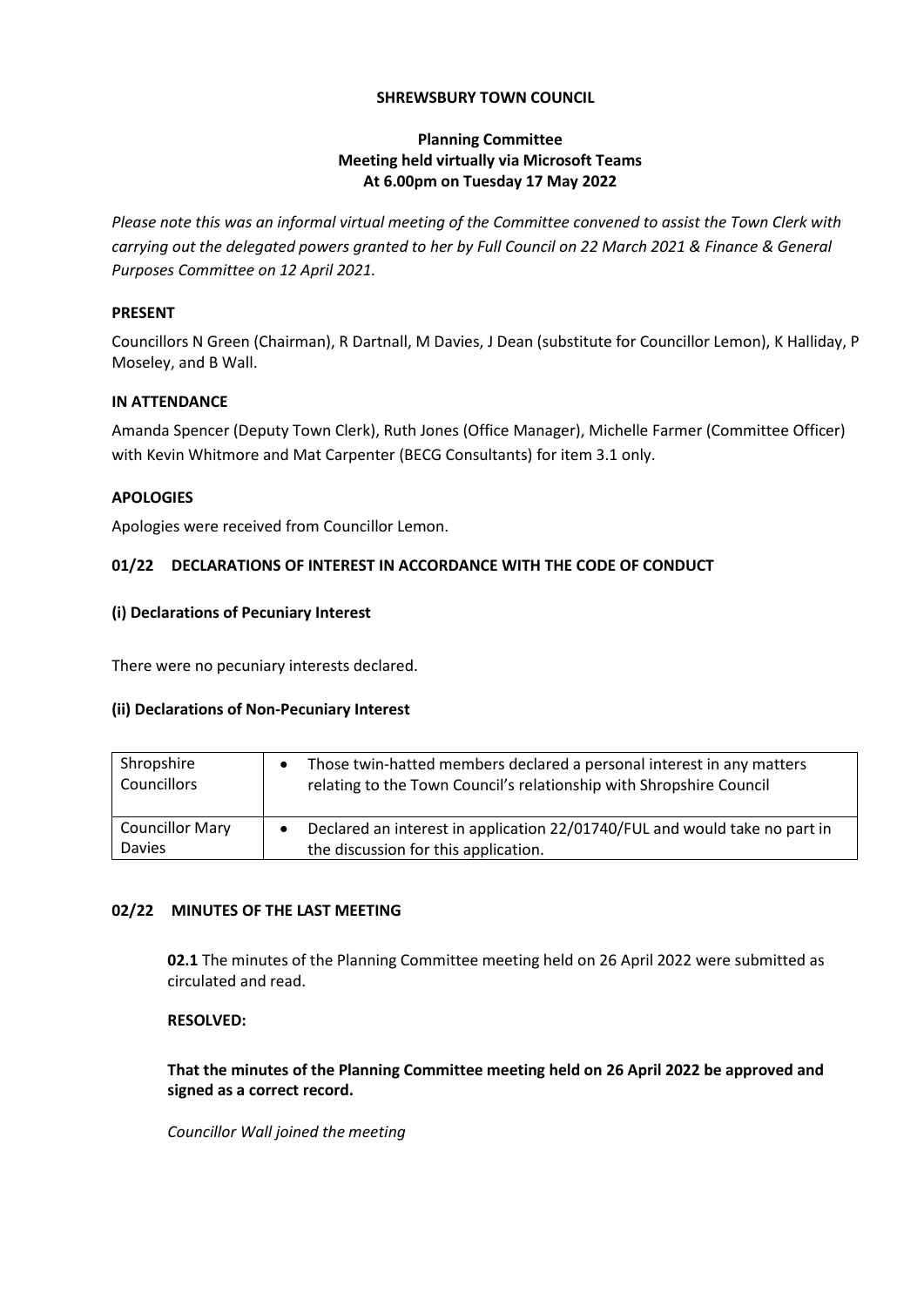**SHREWSBURY TOWN COUNCIL**

**Planning Committee**
**Meeting held virtually via Microsoft Teams**
**At 6.00pm on Tuesday 17 May 2022**

*Please note this was an informal virtual meeting of the Committee convened to assist the Town Clerk with carrying out the delegated powers granted to her by Full Council on 22 March 2021 & Finance & General Purposes Committee on 12 April 2021.*

**PRESENT**

Councillors N Green (Chairman), R Dartnall, M Davies, J Dean (substitute for Councillor Lemon), K Halliday, P Moseley, and B Wall.

**IN ATTENDANCE**

Amanda Spencer (Deputy Town Clerk), Ruth Jones (Office Manager), Michelle Farmer (Committee Officer) with Kevin Whitmore and Mat Carpenter (BECG Consultants) for item 3.1 only.

**APOLOGIES**

Apologies were received from Councillor Lemon.

**01/22 DECLARATIONS OF INTEREST IN ACCORDANCE WITH THE CODE OF CONDUCT**

**(i) Declarations of Pecuniary Interest**

There were no pecuniary interests declared.

**(ii) Declarations of Non-Pecuniary Interest**

| | |
|---|---|
| Shropshire Councillors | • Those twin-hatted members declared a personal interest in any matters relating to the Town Council's relationship with Shropshire Council |
| Councillor Mary Davies | • Declared an interest in application 22/01740/FUL and would take no part in the discussion for this application. |

**02/22 MINUTES OF THE LAST MEETING**

**02.1** The minutes of the Planning Committee meeting held on 26 April 2022 were submitted as circulated and read.

**RESOLVED:**

**That the minutes of the Planning Committee meeting held on 26 April 2022 be approved and signed as a correct record.**

*Councillor Wall joined the meeting*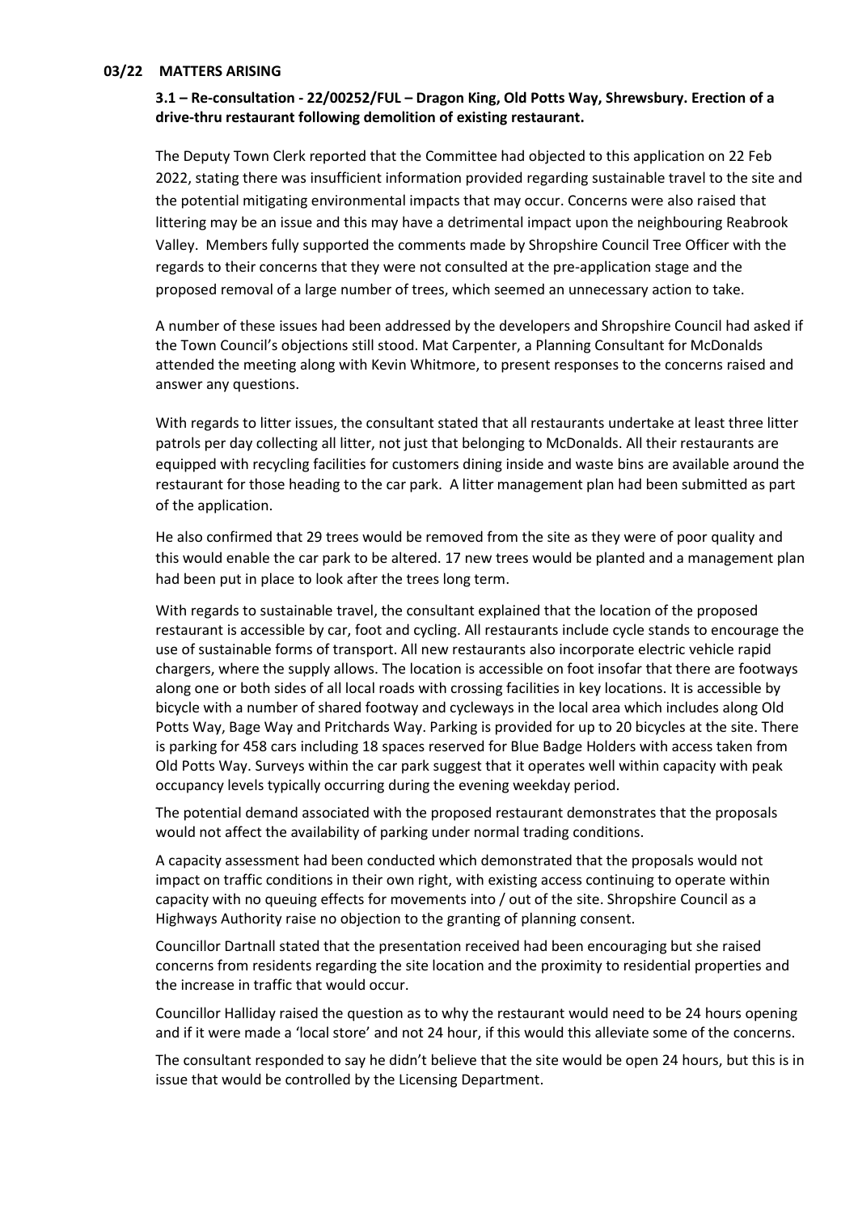**03/22 MATTERS ARISING**

**3.1 – Re-consultation - 22/00252/FUL – Dragon King, Old Potts Way, Shrewsbury. Erection of a drive-thru restaurant following demolition of existing restaurant.**

The Deputy Town Clerk reported that the Committee had objected to this application on 22 Feb 2022, stating there was insufficient information provided regarding sustainable travel to the site and the potential mitigating environmental impacts that may occur. Concerns were also raised that littering may be an issue and this may have a detrimental impact upon the neighbouring Reabrook Valley. Members fully supported the comments made by Shropshire Council Tree Officer with the regards to their concerns that they were not consulted at the pre-application stage and the proposed removal of a large number of trees, which seemed an unnecessary action to take.

A number of these issues had been addressed by the developers and Shropshire Council had asked if the Town Council's objections still stood. Mat Carpenter, a Planning Consultant for McDonalds attended the meeting along with Kevin Whitmore, to present responses to the concerns raised and answer any questions.

With regards to litter issues, the consultant stated that all restaurants undertake at least three litter patrols per day collecting all litter, not just that belonging to McDonalds. All their restaurants are equipped with recycling facilities for customers dining inside and waste bins are available around the restaurant for those heading to the car park. A litter management plan had been submitted as part of the application.

He also confirmed that 29 trees would be removed from the site as they were of poor quality and this would enable the car park to be altered. 17 new trees would be planted and a management plan had been put in place to look after the trees long term.

With regards to sustainable travel, the consultant explained that the location of the proposed restaurant is accessible by car, foot and cycling. All restaurants include cycle stands to encourage the use of sustainable forms of transport. All new restaurants also incorporate electric vehicle rapid chargers, where the supply allows. The location is accessible on foot insofar that there are footways along one or both sides of all local roads with crossing facilities in key locations. It is accessible by bicycle with a number of shared footway and cycleways in the local area which includes along Old Potts Way, Bage Way and Pritchards Way. Parking is provided for up to 20 bicycles at the site. There is parking for 458 cars including 18 spaces reserved for Blue Badge Holders with access taken from Old Potts Way. Surveys within the car park suggest that it operates well within capacity with peak occupancy levels typically occurring during the evening weekday period.

The potential demand associated with the proposed restaurant demonstrates that the proposals would not affect the availability of parking under normal trading conditions.

A capacity assessment had been conducted which demonstrated that the proposals would not impact on traffic conditions in their own right, with existing access continuing to operate within capacity with no queuing effects for movements into / out of the site. Shropshire Council as a Highways Authority raise no objection to the granting of planning consent.

Councillor Dartnall stated that the presentation received had been encouraging but she raised concerns from residents regarding the site location and the proximity to residential properties and the increase in traffic that would occur.

Councillor Halliday raised the question as to why the restaurant would need to be 24 hours opening and if it were made a 'local store' and not 24 hour, if this would this alleviate some of the concerns.

The consultant responded to say he didn't believe that the site would be open 24 hours, but this is in issue that would be controlled by the Licensing Department.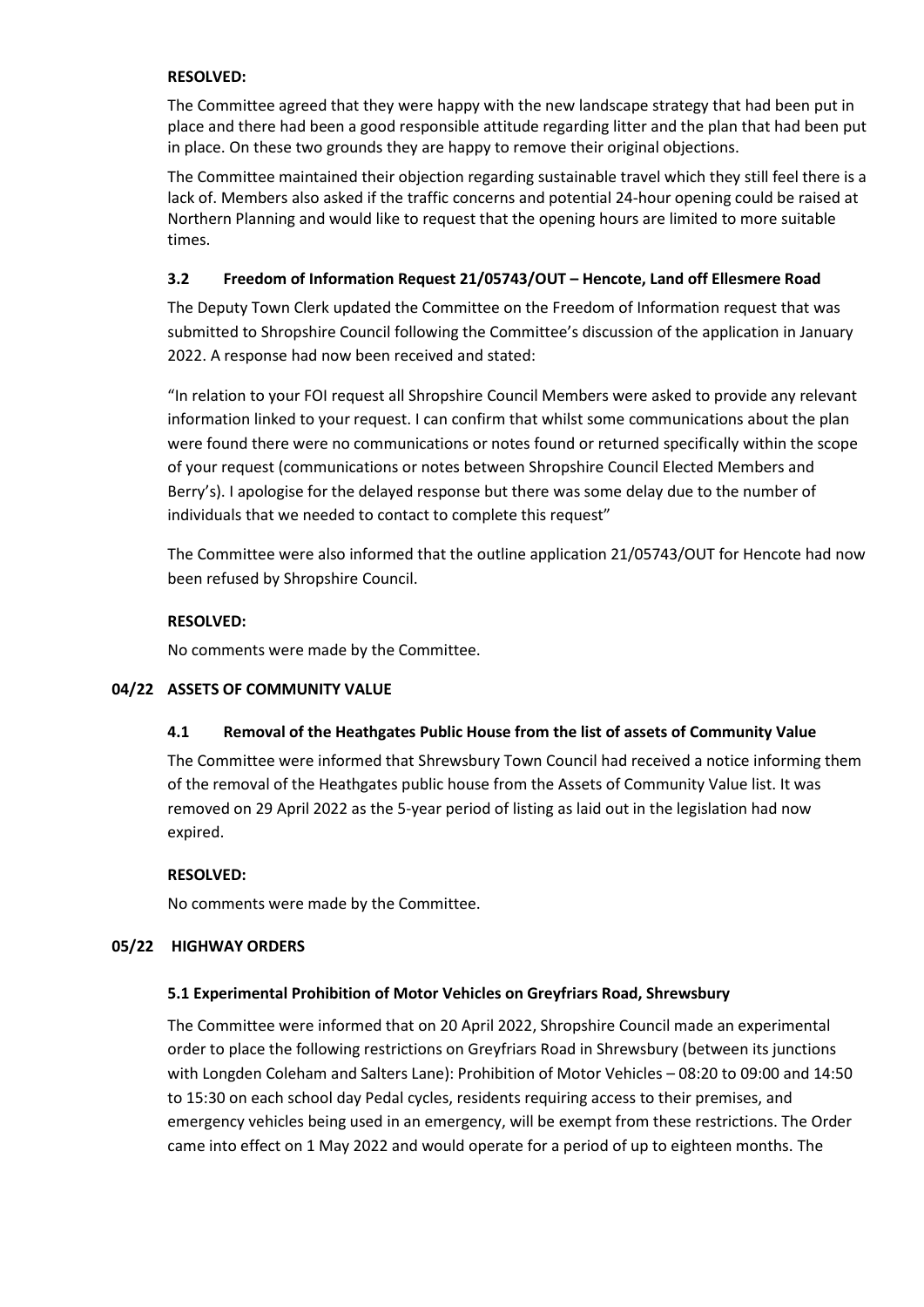**RESOLVED:**

The Committee agreed that they were happy with the new landscape strategy that had been put in place and there had been a good responsible attitude regarding litter and the plan that had been put in place. On these two grounds they are happy to remove their original objections.

The Committee maintained their objection regarding sustainable travel which they still feel there is a lack of. Members also asked if the traffic concerns and potential 24-hour opening could be raised at Northern Planning and would like to request that the opening hours are limited to more suitable times.

### 3.2 Freedom of Information Request 21/05743/OUT – Hencote, Land off Ellesmere Road

The Deputy Town Clerk updated the Committee on the Freedom of Information request that was submitted to Shropshire Council following the Committee's discussion of the application in January 2022. A response had now been received and stated:

"In relation to your FOI request all Shropshire Council Members were asked to provide any relevant information linked to your request. I can confirm that whilst some communications about the plan were found there were no communications or notes found or returned specifically within the scope of your request (communications or notes between Shropshire Council Elected Members and Berry's). I apologise for the delayed response but there was some delay due to the number of individuals that we needed to contact to complete this request"

The Committee were also informed that the outline application 21/05743/OUT for Hencote had now been refused by Shropshire Council.

**RESOLVED:**

No comments were made by the Committee.

## 04/22 ASSETS OF COMMUNITY VALUE

### 4.1 Removal of the Heathgates Public House from the list of assets of Community Value

The Committee were informed that Shrewsbury Town Council had received a notice informing them of the removal of the Heathgates public house from the Assets of Community Value list. It was removed on 29 April 2022 as the 5-year period of listing as laid out in the legislation had now expired.

**RESOLVED:**

No comments were made by the Committee.

## 05/22 HIGHWAY ORDERS

### 5.1 Experimental Prohibition of Motor Vehicles on Greyfriars Road, Shrewsbury

The Committee were informed that on 20 April 2022, Shropshire Council made an experimental order to place the following restrictions on Greyfriars Road in Shrewsbury (between its junctions with Longden Coleham and Salters Lane): Prohibition of Motor Vehicles – 08:20 to 09:00 and 14:50 to 15:30 on each school day Pedal cycles, residents requiring access to their premises, and emergency vehicles being used in an emergency, will be exempt from these restrictions. The Order came into effect on 1 May 2022 and would operate for a period of up to eighteen months. The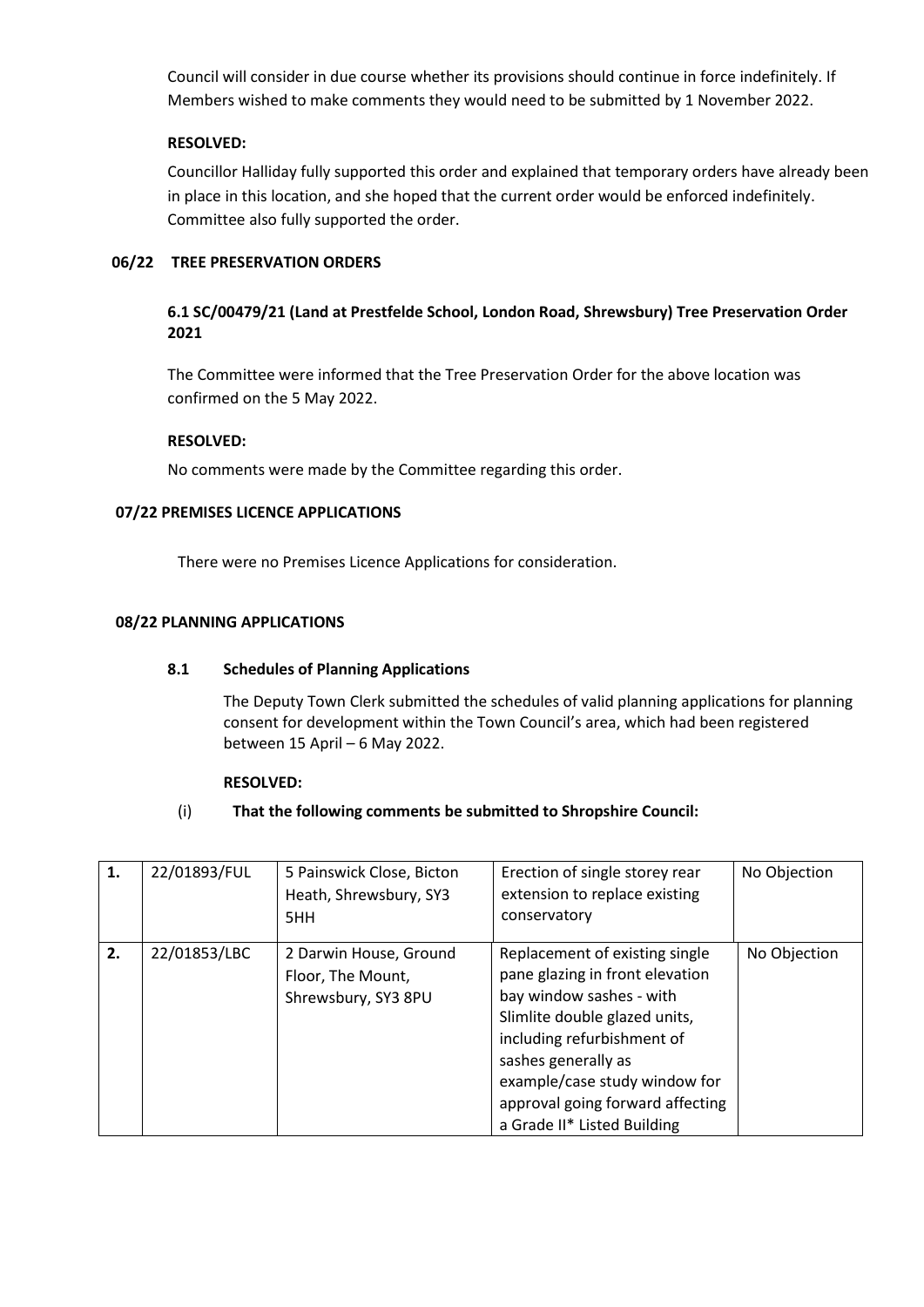Council will consider in due course whether its provisions should continue in force indefinitely. If Members wished to make comments they would need to be submitted by 1 November 2022.

**RESOLVED:**

Councillor Halliday fully supported this order and explained that temporary orders have already been in place in this location, and she hoped that the current order would be enforced indefinitely. Committee also fully supported the order.

**06/22 TREE PRESERVATION ORDERS**

**6.1 SC/00479/21 (Land at Prestfelde School, London Road, Shrewsbury) Tree Preservation Order 2021**

The Committee were informed that the Tree Preservation Order for the above location was confirmed on the 5 May 2022.

**RESOLVED:**

No comments were made by the Committee regarding this order.

**07/22 PREMISES LICENCE APPLICATIONS**

There were no Premises Licence Applications for consideration.

**08/22 PLANNING APPLICATIONS**

**8.1 Schedules of Planning Applications**

The Deputy Town Clerk submitted the schedules of valid planning applications for planning consent for development within the Town Council's area, which had been registered between 15 April – 6 May 2022.

**RESOLVED:**

(i) **That the following comments be submitted to Shropshire Council:**

| | | | | |
|---|---|---|---|---|
| **1.** | 22/01893/FUL | 5 Painswick Close, Bicton Heath, Shrewsbury, SY3 5HH | Erection of single storey rear extension to replace existing conservatory | No Objection |
| **2.** | 22/01853/LBC | 2 Darwin House, Ground Floor, The Mount, Shrewsbury, SY3 8PU | Replacement of existing single pane glazing in front elevation bay window sashes - with Slimlite double glazed units, including refurbishment of sashes generally as example/case study window for approval going forward affecting a Grade II* Listed Building | No Objection |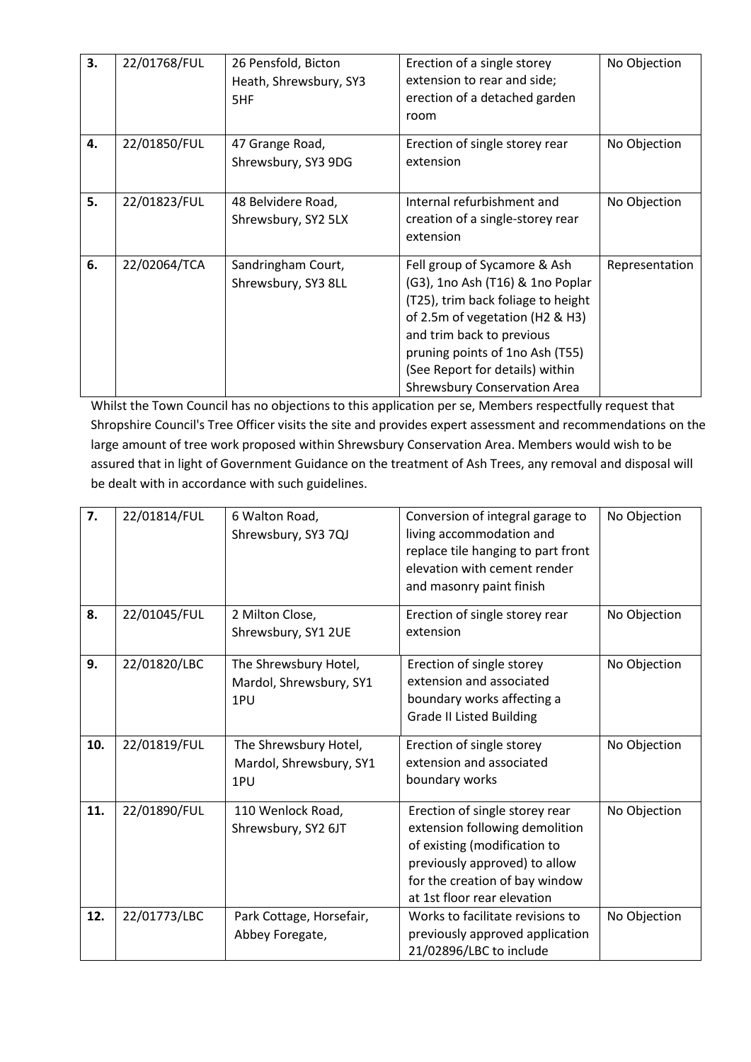| | | | | |
|---|---|---|---|---|
| **3.** | 22/01768/FUL | 26 Pensfold, Bicton Heath, Shrewsbury, SY3 5HF | Erection of a single storey extension to rear and side; erection of a detached garden room | No Objection |
| **4.** | 22/01850/FUL | 47 Grange Road, Shrewsbury, SY3 9DG | Erection of single storey rear extension | No Objection |
| **5.** | 22/01823/FUL | 48 Belvidere Road, Shrewsbury, SY2 5LX | Internal refurbishment and creation of a single-storey rear extension | No Objection |
| **6.** | 22/02064/TCA | Sandringham Court, Shrewsbury, SY3 8LL | Fell group of Sycamore & Ash (G3), 1no Ash (T16) & 1no Poplar (T25), trim back foliage to height of 2.5m of vegetation (H2 & H3) and trim back to previous pruning points of 1no Ash (T55) (See Report for details) within Shrewsbury Conservation Area | Representation |

Whilst the Town Council has no objections to this application per se, Members respectfully request that Shropshire Council's Tree Officer visits the site and provides expert assessment and recommendations on the large amount of tree work proposed within Shrewsbury Conservation Area. Members would wish to be assured that in light of Government Guidance on the treatment of Ash Trees, any removal and disposal will be dealt with in accordance with such guidelines.

| | | | | |
|---|---|---|---|---|
| **7.** | 22/01814/FUL | 6 Walton Road, Shrewsbury, SY3 7QJ | Conversion of integral garage to living accommodation and replace tile hanging to part front elevation with cement render and masonry paint finish | No Objection |
| **8.** | 22/01045/FUL | 2 Milton Close, Shrewsbury, SY1 2UE | Erection of single storey rear extension | No Objection |
| **9.** | 22/01820/LBC | The Shrewsbury Hotel, Mardol, Shrewsbury, SY1 1PU | Erection of single storey extension and associated boundary works affecting a Grade II Listed Building | No Objection |
| **10.** | 22/01819/FUL | The Shrewsbury Hotel, Mardol, Shrewsbury, SY1 1PU | Erection of single storey extension and associated boundary works | No Objection |
| **11.** | 22/01890/FUL | 110 Wenlock Road, Shrewsbury, SY2 6JT | Erection of single storey rear extension following demolition of existing (modification to previously approved) to allow for the creation of bay window at 1st floor rear elevation | No Objection |
| **12.** | 22/01773/LBC | Park Cottage, Horsefair, Abbey Foregate, | Works to facilitate revisions to previously approved application 21/02896/LBC to include | No Objection |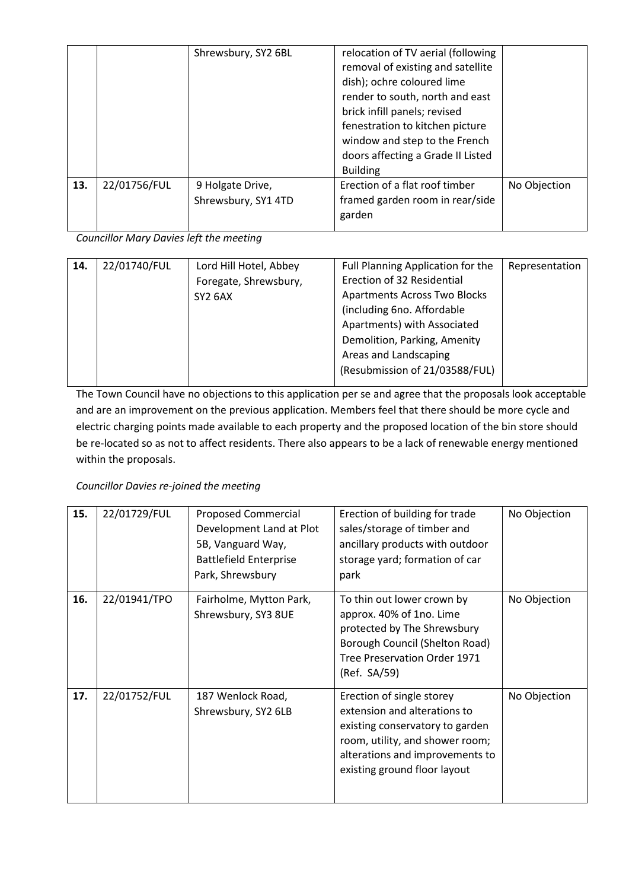|  |  | Shrewsbury, SY2 6BL | relocation of TV aerial (following removal of existing and satellite dish); ochre coloured lime render to south, north and east brick infill panels; revised fenestration to kitchen picture window and step to the French doors affecting a Grade II Listed Building |  |
|---|---|---|---|---|
| **13.** | 22/01756/FUL | 9 Holgate Drive, Shrewsbury, SY1 4TD | Erection of a flat roof timber framed garden room in rear/side garden | No Objection |

*Councillor Mary Davies left the meeting*

| **14.** | 22/01740/FUL | Lord Hill Hotel, Abbey Foregate, Shrewsbury, SY2 6AX | Full Planning Application for the Erection of 32 Residential Apartments Across Two Blocks (including 6no. Affordable Apartments) with Associated Demolition, Parking, Amenity Areas and Landscaping (Resubmission of 21/03588/FUL) | Representation |
|---|---|---|---|---|

The Town Council have no objections to this application per se and agree that the proposals look acceptable and are an improvement on the previous application. Members feel that there should be more cycle and electric charging points made available to each property and the proposed location of the bin store should be re-located so as not to affect residents. There also appears to be a lack of renewable energy mentioned within the proposals.

*Councillor Davies re-joined the meeting*

| **15.** | 22/01729/FUL | Proposed Commercial Development Land at Plot 5B, Vanguard Way, Battlefield Enterprise Park, Shrewsbury | Erection of building for trade sales/storage of timber and ancillary products with outdoor storage yard; formation of car park | No Objection |
|---|---|---|---|---|
| **16.** | 22/01941/TPO | Fairholme, Mytton Park, Shrewsbury, SY3 8UE | To thin out lower crown by approx. 40% of 1no. Lime protected by The Shrewsbury Borough Council (Shelton Road) Tree Preservation Order 1971 (Ref. SA/59) | No Objection |
| **17.** | 22/01752/FUL | 187 Wenlock Road, Shrewsbury, SY2 6LB | Erection of single storey extension and alterations to existing conservatory to garden room, utility, and shower room; alterations and improvements to existing ground floor layout | No Objection |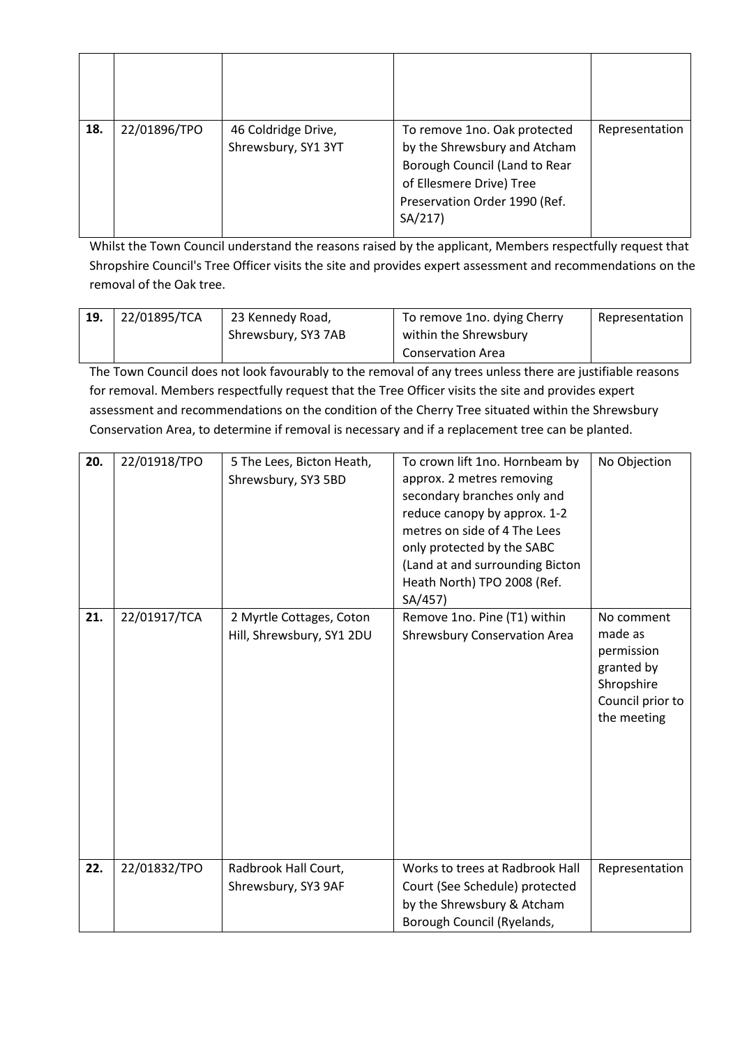| | | | | |
|---|---|---|---|---|
| | | | | |
| **18.** | 22/01896/TPO | 46 Coldridge Drive, Shrewsbury, SY1 3YT | To remove 1no. Oak protected by the Shrewsbury and Atcham Borough Council (Land to Rear of Ellesmere Drive) Tree Preservation Order 1990 (Ref. SA/217) | Representation |

Whilst the Town Council understand the reasons raised by the applicant, Members respectfully request that Shropshire Council's Tree Officer visits the site and provides expert assessment and recommendations on the removal of the Oak tree.

| | | | | |
|---|---|---|---|---|
| **19.** | 22/01895/TCA | 23 Kennedy Road, Shrewsbury, SY3 7AB | To remove 1no. dying Cherry within the Shrewsbury Conservation Area | Representation |

The Town Council does not look favourably to the removal of any trees unless there are justifiable reasons for removal. Members respectfully request that the Tree Officer visits the site and provides expert assessment and recommendations on the condition of the Cherry Tree situated within the Shrewsbury Conservation Area, to determine if removal is necessary and if a replacement tree can be planted.

| | | | | |
|---|---|---|---|---|
| **20.** | 22/01918/TPO | 5 The Lees, Bicton Heath, Shrewsbury, SY3 5BD | To crown lift 1no. Hornbeam by approx. 2 metres removing secondary branches only and reduce canopy by approx. 1-2 metres on side of 4 The Lees only protected by the SABC (Land at and surrounding Bicton Heath North) TPO 2008 (Ref. SA/457) | No Objection |
| **21.** | 22/01917/TCA | 2 Myrtle Cottages, Coton Hill, Shrewsbury, SY1 2DU | Remove 1no. Pine (T1) within Shrewsbury Conservation Area | No comment made as permission granted by Shropshire Council prior to the meeting |
| **22.** | 22/01832/TPO | Radbrook Hall Court, Shrewsbury, SY3 9AF | Works to trees at Radbrook Hall Court (See Schedule) protected by the Shrewsbury & Atcham Borough Council (Ryelands, | Representation |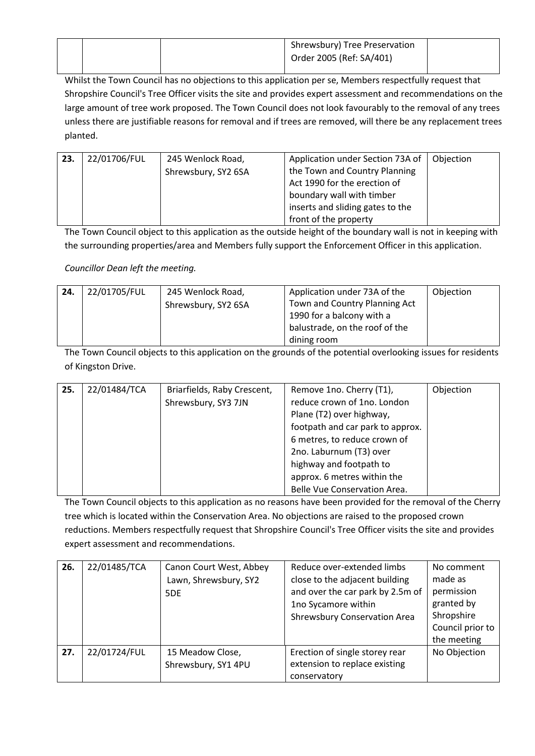| | | | Shrewsbury) Tree Preservation Order 2005 (Ref: SA/401) | |
|---|---|---|---|---|

Whilst the Town Council has no objections to this application per se, Members respectfully request that Shropshire Council's Tree Officer visits the site and provides expert assessment and recommendations on the large amount of tree work proposed. The Town Council does not look favourably to the removal of any trees unless there are justifiable reasons for removal and if trees are removed, will there be any replacement trees planted.

| 23. | 22/01706/FUL | 245 Wenlock Road, Shrewsbury, SY2 6SA | Application under Section 73A of the Town and Country Planning Act 1990 for the erection of boundary wall with timber inserts and sliding gates to the front of the property | Objection |
|---|---|---|---|---|

The Town Council object to this application as the outside height of the boundary wall is not in keeping with the surrounding properties/area and Members fully support the Enforcement Officer in this application.

*Councillor Dean left the meeting.*

| 24. | 22/01705/FUL | 245 Wenlock Road, Shrewsbury, SY2 6SA | Application under 73A of the Town and Country Planning Act 1990 for a balcony with a balustrade, on the roof of the dining room | Objection |
|---|---|---|---|---|

The Town Council objects to this application on the grounds of the potential overlooking issues for residents of Kingston Drive.

| 25. | 22/01484/TCA | Briarfields, Raby Crescent, Shrewsbury, SY3 7JN | Remove 1no. Cherry (T1), reduce crown of 1no. London Plane (T2) over highway, footpath and car park to approx. 6 metres, to reduce crown of 2no. Laburnum (T3) over highway and footpath to approx. 6 metres within the Belle Vue Conservation Area. | Objection |
|---|---|---|---|---|

The Town Council objects to this application as no reasons have been provided for the removal of the Cherry tree which is located within the Conservation Area. No objections are raised to the proposed crown reductions. Members respectfully request that Shropshire Council's Tree Officer visits the site and provides expert assessment and recommendations.

| 26. | 22/01485/TCA | Canon Court West, Abbey Lawn, Shrewsbury, SY2 5DE | Reduce over-extended limbs close to the adjacent building and over the car park by 2.5m of 1no Sycamore within Shrewsbury Conservation Area | No comment made as permission granted by Shropshire Council prior to the meeting |
|---|---|---|---|---|
| 27. | 22/01724/FUL | 15 Meadow Close, Shrewsbury, SY1 4PU | Erection of single storey rear extension to replace existing conservatory | No Objection |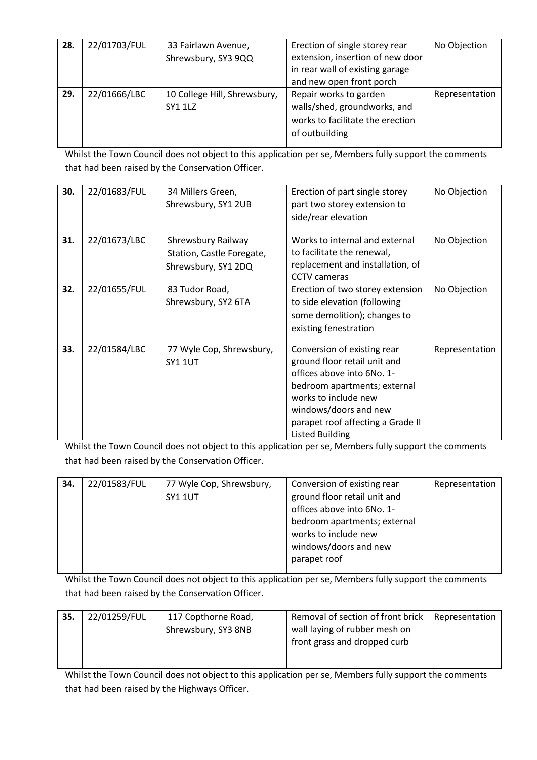| 28. | 22/01703/FUL | 33 Fairlawn Avenue, Shrewsbury, SY3 9QQ | Erection of single storey rear extension, insertion of new door in rear wall of existing garage and new open front porch | No Objection |
|---|---|---|---|---|
| 29. | 22/01666/LBC | 10 College Hill, Shrewsbury, SY1 1LZ | Repair works to garden walls/shed, groundworks, and works to facilitate the erection of outbuilding | Representation |

Whilst the Town Council does not object to this application per se, Members fully support the comments that had been raised by the Conservation Officer.

| 30. | 22/01683/FUL | 34 Millers Green, Shrewsbury, SY1 2UB | Erection of part single storey part two storey extension to side/rear elevation | No Objection |
|---|---|---|---|---|
| 31. | 22/01673/LBC | Shrewsbury Railway Station, Castle Foregate, Shrewsbury, SY1 2DQ | Works to internal and external to facilitate the renewal, replacement and installation, of CCTV cameras | No Objection |
| 32. | 22/01655/FUL | 83 Tudor Road, Shrewsbury, SY2 6TA | Erection of two storey extension to side elevation (following some demolition); changes to existing fenestration | No Objection |
| 33. | 22/01584/LBC | 77 Wyle Cop, Shrewsbury, SY1 1UT | Conversion of existing rear ground floor retail unit and offices above into 6No. 1-bedroom apartments; external works to include new windows/doors and new parapet roof affecting a Grade II Listed Building | Representation |

Whilst the Town Council does not object to this application per se, Members fully support the comments that had been raised by the Conservation Officer.

| 34. | 22/01583/FUL | 77 Wyle Cop, Shrewsbury, SY1 1UT | Conversion of existing rear ground floor retail unit and offices above into 6No. 1-bedroom apartments; external works to include new windows/doors and new parapet roof | Representation |
|---|---|---|---|---|

Whilst the Town Council does not object to this application per se, Members fully support the comments that had been raised by the Conservation Officer.

| 35. | 22/01259/FUL | 117 Copthorne Road, Shrewsbury, SY3 8NB | Removal of section of front brick wall laying of rubber mesh on front grass and dropped curb | Representation |
|---|---|---|---|---|

Whilst the Town Council does not object to this application per se, Members fully support the comments that had been raised by the Highways Officer.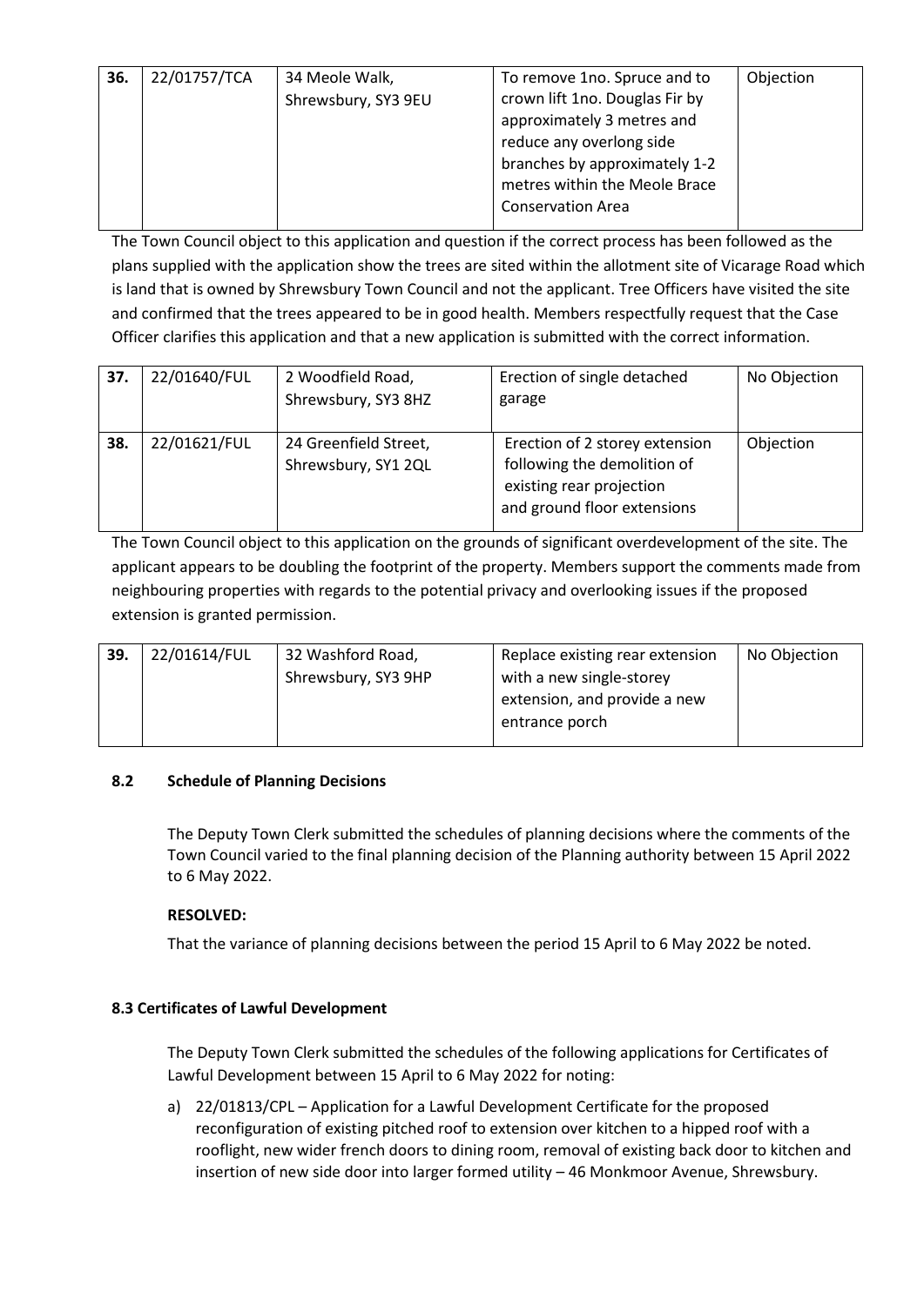| 36. | 22/01757/TCA | 34 Meole Walk, Shrewsbury, SY3 9EU | To remove 1no. Spruce and to crown lift 1no. Douglas Fir by approximately 3 metres and reduce any overlong side branches by approximately 1-2 metres within the Meole Brace Conservation Area | Objection |
|---|---|---|---|---|

The Town Council object to this application and question if the correct process has been followed as the plans supplied with the application show the trees are sited within the allotment site of Vicarage Road which is land that is owned by Shrewsbury Town Council and not the applicant. Tree Officers have visited the site and confirmed that the trees appeared to be in good health. Members respectfully request that the Case Officer clarifies this application and that a new application is submitted with the correct information.

| 37. | 22/01640/FUL | 2 Woodfield Road, Shrewsbury, SY3 8HZ | Erection of single detached garage | No Objection |
|---|---|---|---|---|
| 38. | 22/01621/FUL | 24 Greenfield Street, Shrewsbury, SY1 2QL | Erection of 2 storey extension following the demolition of existing rear projection and ground floor extensions | Objection |

The Town Council object to this application on the grounds of significant overdevelopment of the site. The applicant appears to be doubling the footprint of the property. Members support the comments made from neighbouring properties with regards to the potential privacy and overlooking issues if the proposed extension is granted permission.

| 39. | 22/01614/FUL | 32 Washford Road, Shrewsbury, SY3 9HP | Replace existing rear extension with a new single-storey extension, and provide a new entrance porch | No Objection |
|---|---|---|---|---|

**8.2 Schedule of Planning Decisions**

The Deputy Town Clerk submitted the schedules of planning decisions where the comments of the Town Council varied to the final planning decision of the Planning authority between 15 April 2022 to 6 May 2022.

**RESOLVED:**

That the variance of planning decisions between the period 15 April to 6 May 2022 be noted.

**8.3 Certificates of Lawful Development**

The Deputy Town Clerk submitted the schedules of the following applications for Certificates of Lawful Development between 15 April to 6 May 2022 for noting:

a) 22/01813/CPL – Application for a Lawful Development Certificate for the proposed reconfiguration of existing pitched roof to extension over kitchen to a hipped roof with a rooflight, new wider french doors to dining room, removal of existing back door to kitchen and insertion of new side door into larger formed utility – 46 Monkmoor Avenue, Shrewsbury.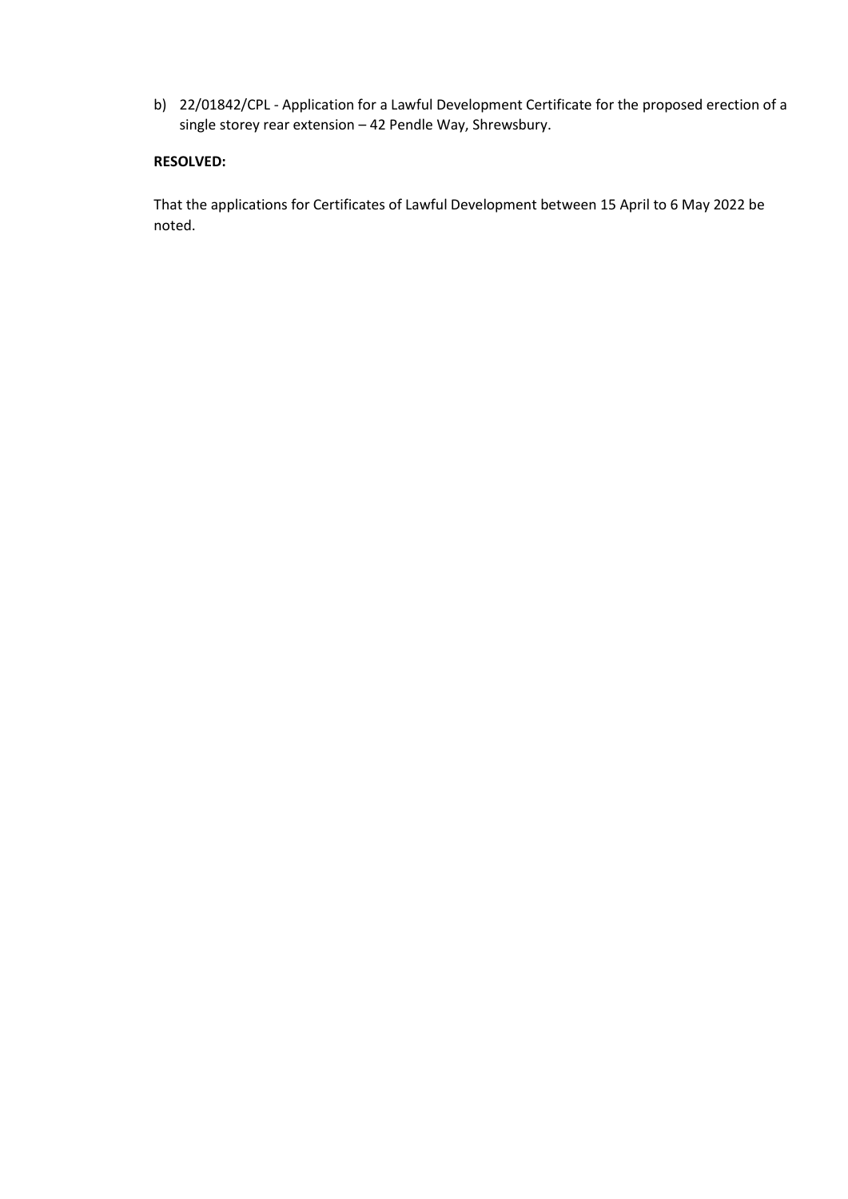b) 22/01842/CPL - Application for a Lawful Development Certificate for the proposed erection of a single storey rear extension – 42 Pendle Way, Shrewsbury.

**RESOLVED:**

That the applications for Certificates of Lawful Development between 15 April to 6 May 2022 be noted.